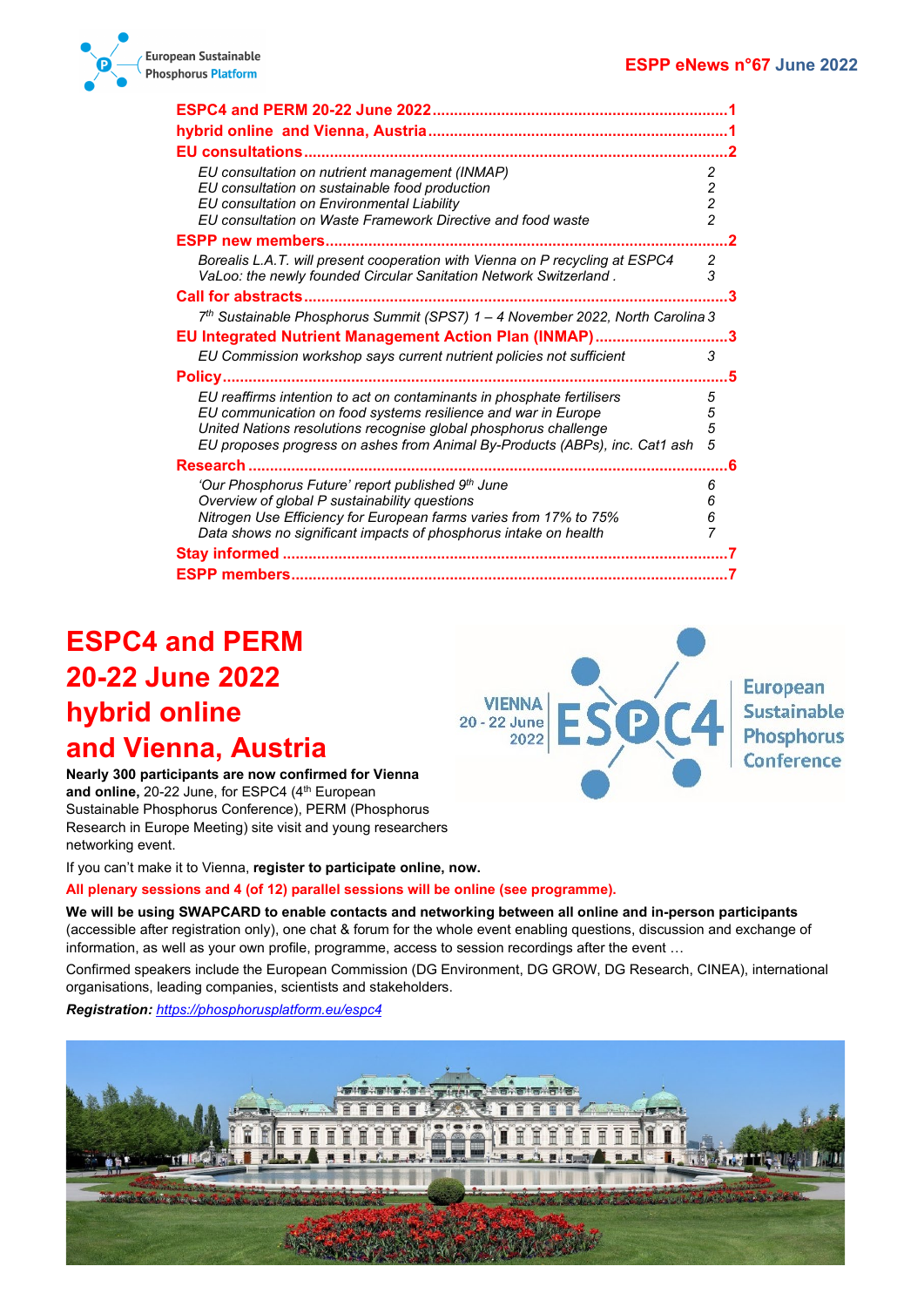ESPP eNews n°67 June 2022

| | |
|---|---|
| **ESPC4 and PERM 20-22 June 2022** | **1** |
| **hybrid online and Vienna, Austria** | **1** |
| **EU consultations** | **2** |
| *EU consultation on nutrient management (INMAP)* | *2* |
| *EU consultation on sustainable food production* | *2* |
| *EU consultation on Environmental Liability* | *2* |
| *EU consultation on Waste Framework Directive and food waste* | *2* |
| **ESPP new members** | **2** |
| *Borealis L.A.T. will present cooperation with Vienna on P recycling at ESPC4* | *2* |
| *VaLoo: the newly founded Circular Sanitation Network Switzerland .* | *3* |
| **Call for abstracts** | **3** |
| *7th Sustainable Phosphorus Summit (SPS7) 1 – 4 November 2022, North Carolina* | *3* |
| **EU Integrated Nutrient Management Action Plan (INMAP)** | **3** |
| *EU Commission workshop says current nutrient policies not sufficient* | *3* |
| **Policy** | **5** |
| *EU reaffirms intention to act on contaminants in phosphate fertilisers* | *5* |
| *EU communication on food systems resilience and war in Europe* | *5* |
| *United Nations resolutions recognise global phosphorus challenge* | *5* |
| *EU proposes progress on ashes from Animal By-Products (ABPs), inc. Cat1 ash* | *5* |
| **Research** | **6** |
| *'Our Phosphorus Future' report published 9th June* | *6* |
| *Overview of global P sustainability questions* | *6* |
| *Nitrogen Use Efficiency for European farms varies from 17% to 75%* | *6* |
| *Data shows no significant impacts of phosphorus intake on health* | *7* |
| **Stay informed** | **7** |
| **ESPP members** | **7** |

# ESPC4 and PERM 20-22 June 2022 hybrid online and Vienna, Austria

**Nearly 300 participants are now confirmed for Vienna and online,** 20-22 June, for ESPC4 (4th European Sustainable Phosphorus Conference), PERM (Phosphorus Research in Europe Meeting) site visit and young researchers networking event.

If you can't make it to Vienna, **register to participate online, now.**

**All plenary sessions and 4 (of 12) parallel sessions will be online (see programme).**

**We will be using SWAPCARD to enable contacts and networking between all online and in-person participants** (accessible after registration only), one chat & forum for the whole event enabling questions, discussion and exchange of information, as well as your own profile, programme, access to session recordings after the event …

Confirmed speakers include the European Commission (DG Environment, DG GROW, DG Research, CINEA), international organisations, leading companies, scientists and stakeholders.

***Registration:*** *https://phosphorusplatform.eu/espc4*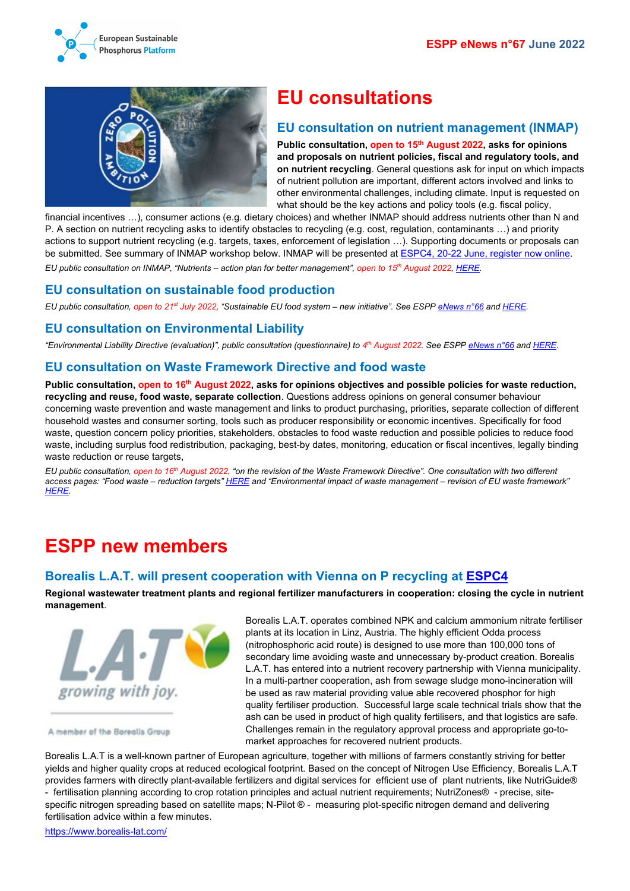# EU consultations

## EU consultation on nutrient management (INMAP)

**Public consultation, open to 15th August 2022, asks for opinions and proposals on nutrient policies, fiscal and regulatory tools, and on nutrient recycling**. General questions ask for input on which impacts of nutrient pollution are important, different actors involved and links to other environmental challenges, including climate. Input is requested on what should be the key actions and policy tools (e.g. fiscal policy, financial incentives …), consumer actions (e.g. dietary choices) and whether INMAP should address nutrients other than N and P. A section on nutrient recycling asks to identify obstacles to recycling (e.g. cost, regulation, contaminants …) and priority actions to support nutrient recycling (e.g. targets, taxes, enforcement of legislation …). Supporting documents or proposals can be submitted. See summary of INMAP workshop below. INMAP will be presented at ESPC4, 20-22 June, register now online.

*EU public consultation on INMAP, "Nutrients – action plan for better management", open to 15th August 2022, HERE.*

## EU consultation on sustainable food production

*EU public consultation, open to 21st July 2022, "Sustainable EU food system – new initiative". See ESPP eNews n°66 and HERE.*

## EU consultation on Environmental Liability

*"Environmental Liability Directive (evaluation)", public consultation (questionnaire) to 4th August 2022. See ESPP eNews n°66 and HERE.*

## EU consultation on Waste Framework Directive and food waste

**Public consultation, open to 16th August 2022, asks for opinions objectives and possible policies for waste reduction, recycling and reuse, food waste, separate collection**. Questions address opinions on general consumer behaviour concerning waste prevention and waste management and links to product purchasing, priorities, separate collection of different household wastes and consumer sorting, tools such as producer responsibility or economic incentives. Specifically for food waste, question concern policy priorities, stakeholders, obstacles to food waste reduction and possible policies to reduce food waste, including surplus food redistribution, packaging, best-by dates, monitoring, education or fiscal incentives, legally binding waste reduction or reuse targets,

*EU public consultation, open to 16th August 2022, "on the revision of the Waste Framework Directive". One consultation with two different access pages: "Food waste – reduction targets" HERE and "Environmental impact of waste management – revision of EU waste framework" HERE.*

# ESPP new members

## Borealis L.A.T. will present cooperation with Vienna on P recycling at ESPC4

**Regional wastewater treatment plants and regional fertilizer manufacturers in cooperation: closing the cycle in nutrient management**.

Borealis L.A.T. operates combined NPK and calcium ammonium nitrate fertiliser plants at its location in Linz, Austria. The highly efficient Odda process (nitrophosphoric acid route) is designed to use more than 100,000 tons of secondary lime avoiding waste and unnecessary by-product creation. Borealis L.A.T. has entered into a nutrient recovery partnership with Vienna municipality. In a multi-partner cooperation, ash from sewage sludge mono-incineration will be used as raw material providing value able recovered phosphor for high quality fertiliser production. Successful large scale technical trials show that the ash can be used in product of high quality fertilisers, and that logistics are safe. Challenges remain in the regulatory approval process and appropriate go-to-market approaches for recovered nutrient products.

Borealis L.A.T is a well-known partner of European agriculture, together with millions of farmers constantly striving for better yields and higher quality crops at reduced ecological footprint. Based on the concept of Nitrogen Use Efficiency, Borealis L.A.T provides farmers with directly plant-available fertilizers and digital services for efficient use of plant nutrients, like NutriGuide® - fertilisation planning according to crop rotation principles and actual nutrient requirements; NutriZones® - precise, site-specific nitrogen spreading based on satellite maps; N-Pilot ® - measuring plot-specific nitrogen demand and delivering fertilisation advice within a few minutes.

https://www.borealis-lat.com/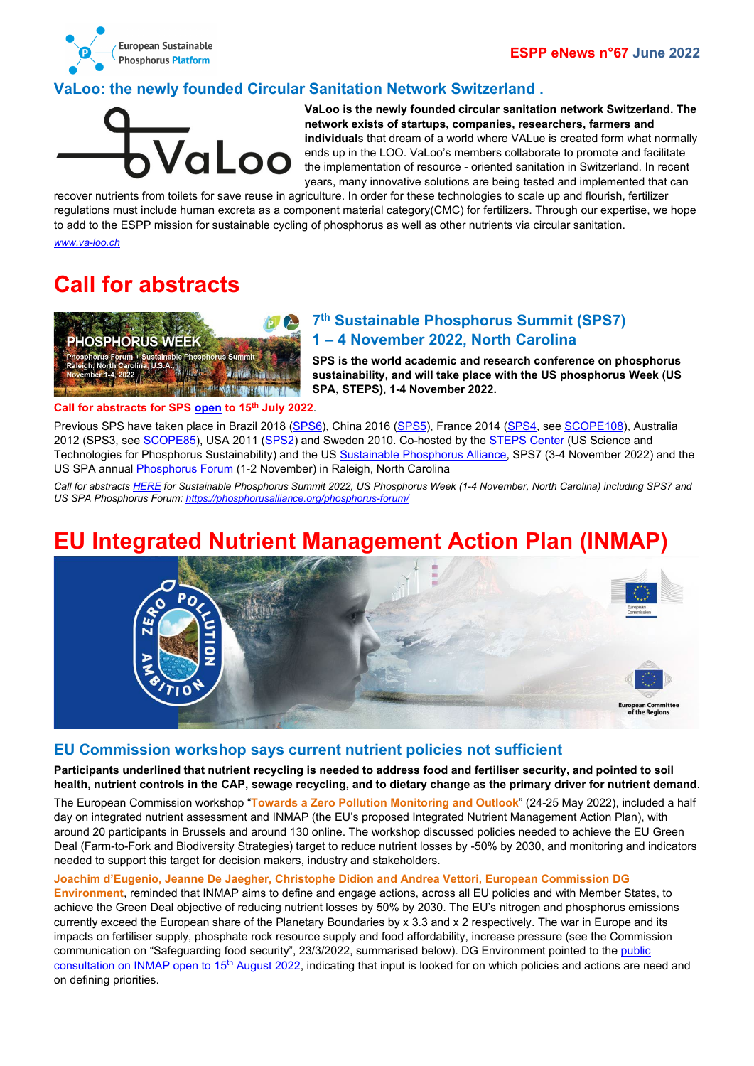## VaLoo: the newly founded Circular Sanitation Network Switzerland .

**VaLoo is the newly founded circular sanitation network Switzerland. The network exists of startups, companies, researchers, farmers and individual**s that dream of a world where VALue is created form what normally ends up in the LOO. VaLoo's members collaborate to promote and facilitate the implementation of resource - oriented sanitation in Switzerland. In recent years, many innovative solutions are being tested and implemented that can recover nutrients from toilets for save reuse in agriculture. In order for these technologies to scale up and flourish, fertilizer regulations must include human excreta as a component material category(CMC) for fertilizers. Through our expertise, we hope to add to the ESPP mission for sustainable cycling of phosphorus as well as other nutrients via circular sanitation.

*www.va-loo.ch*

# Call for abstracts

## 7th Sustainable Phosphorus Summit (SPS7) 1 – 4 November 2022, North Carolina

**SPS is the world academic and research conference on phosphorus sustainability, and will take place with the US phosphorus Week (US SPA, STEPS), 1-4 November 2022.**

**Call for abstracts for SPS open to 15th July 2022.**

Previous SPS have taken place in Brazil 2018 (SPS6), China 2016 (SPS5), France 2014 (SPS4, see SCOPE108), Australia 2012 (SPS3, see SCOPE85), USA 2011 (SPS2) and Sweden 2010. Co-hosted by the STEPS Center (US Science and Technologies for Phosphorus Sustainability) and the US Sustainable Phosphorus Alliance, SPS7 (3-4 November 2022) and the US SPA annual Phosphorus Forum (1-2 November) in Raleigh, North Carolina

*Call for abstracts HERE for Sustainable Phosphorus Summit 2022, US Phosphorus Week (1-4 November, North Carolina) including SPS7 and US SPA Phosphorus Forum: https://phosphorusalliance.org/phosphorus-forum/*

# EU Integrated Nutrient Management Action Plan (INMAP)

## EU Commission workshop says current nutrient policies not sufficient

**Participants underlined that nutrient recycling is needed to address food and fertiliser security, and pointed to soil health, nutrient controls in the CAP, sewage recycling, and to dietary change as the primary driver for nutrient demand.**

The European Commission workshop "**Towards a Zero Pollution Monitoring and Outlook**" (24-25 May 2022), included a half day on integrated nutrient assessment and INMAP (the EU's proposed Integrated Nutrient Management Action Plan), with around 20 participants in Brussels and around 130 online. The workshop discussed policies needed to achieve the EU Green Deal (Farm-to-Fork and Biodiversity Strategies) target to reduce nutrient losses by -50% by 2030, and monitoring and indicators needed to support this target for decision makers, industry and stakeholders.

**Joachim d'Eugenio, Jeanne De Jaegher, Christophe Didion and Andrea Vettori, European Commission DG Environment**, reminded that INMAP aims to define and engage actions, across all EU policies and with Member States, to achieve the Green Deal objective of reducing nutrient losses by 50% by 2030. The EU's nitrogen and phosphorus emissions currently exceed the European share of the Planetary Boundaries by x 3.3 and x 2 respectively. The war in Europe and its impacts on fertiliser supply, phosphate rock resource supply and food affordability, increase pressure (see the Commission communication on "Safeguarding food security", 23/3/2022, summarised below). DG Environment pointed to the public consultation on INMAP open to 15th August 2022, indicating that input is looked for on which policies and actions are need and on defining priorities.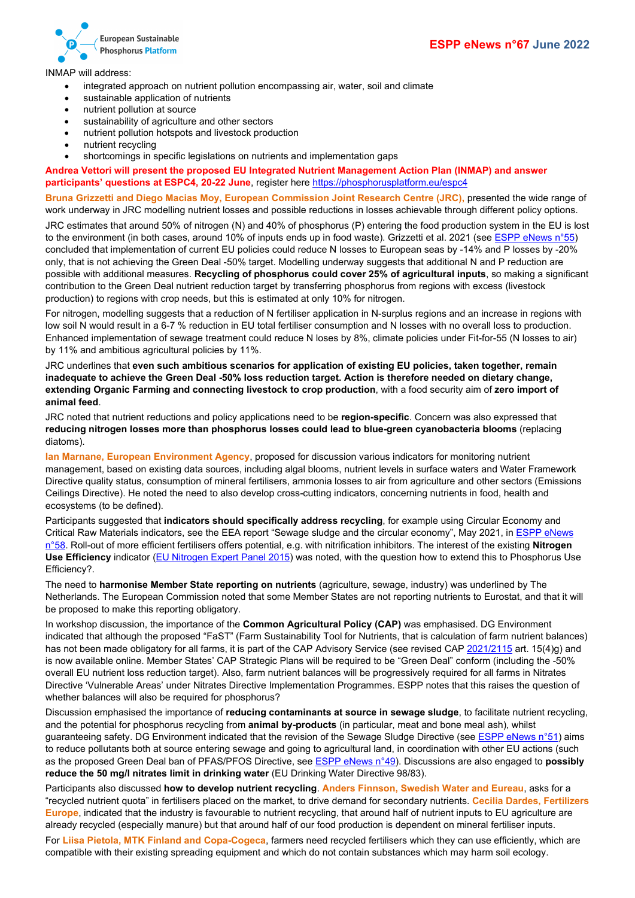INMAP will address:

- integrated approach on nutrient pollution encompassing air, water, soil and climate
- sustainable application of nutrients
- nutrient pollution at source
- sustainability of agriculture and other sectors
- nutrient pollution hotspots and livestock production
- nutrient recycling
- shortcomings in specific legislations on nutrients and implementation gaps

**Andrea Vettori will present the proposed EU Integrated Nutrient Management Action Plan (INMAP) and answer participants' questions at ESPC4, 20-22 June**, register here https://phosphorusplatform.eu/espc4

**Bruna Grizzetti and Diego Macias Moy, European Commission Joint Research Centre (JRC),** presented the wide range of work underway in JRC modelling nutrient losses and possible reductions in losses achievable through different policy options.

JRC estimates that around 50% of nitrogen (N) and 40% of phosphorus (P) entering the food production system in the EU is lost to the environment (in both cases, around 10% of inputs ends up in food waste). Grizzetti et al. 2021 (see ESPP eNews n°55) concluded that implementation of current EU policies could reduce N losses to European seas by -14% and P losses by -20% only, that is not achieving the Green Deal -50% target. Modelling underway suggests that additional N and P reduction are possible with additional measures. **Recycling of phosphorus could cover 25% of agricultural inputs**, so making a significant contribution to the Green Deal nutrient reduction target by transferring phosphorus from regions with excess (livestock production) to regions with crop needs, but this is estimated at only 10% for nitrogen.

For nitrogen, modelling suggests that a reduction of N fertiliser application in N-surplus regions and an increase in regions with low soil N would result in a 6-7 % reduction in EU total fertiliser consumption and N losses with no overall loss to production. Enhanced implementation of sewage treatment could reduce N loses by 8%, climate policies under Fit-for-55 (N losses to air) by 11% and ambitious agricultural policies by 11%.

JRC underlines that **even such ambitious scenarios for application of existing EU policies, taken together, remain inadequate to achieve the Green Deal -50% loss reduction target. Action is therefore needed on dietary change, extending Organic Farming and connecting livestock to crop production**, with a food security aim of **zero import of animal feed**.

JRC noted that nutrient reductions and policy applications need to be **region-specific**. Concern was also expressed that **reducing nitrogen losses more than phosphorus losses could lead to blue-green cyanobacteria blooms** (replacing diatoms).

**Ian Marnane, European Environment Agency**, proposed for discussion various indicators for monitoring nutrient management, based on existing data sources, including algal blooms, nutrient levels in surface waters and Water Framework Directive quality status, consumption of mineral fertilisers, ammonia losses to air from agriculture and other sectors (Emissions Ceilings Directive). He noted the need to also develop cross-cutting indicators, concerning nutrients in food, health and ecosystems (to be defined).

Participants suggested that **indicators should specifically address recycling**, for example using Circular Economy and Critical Raw Materials indicators, see the EEA report "Sewage sludge and the circular economy", May 2021, in ESPP eNews n°58. Roll-out of more efficient fertilisers offers potential, e.g. with nitrification inhibitors. The interest of the existing **Nitrogen Use Efficiency** indicator (EU Nitrogen Expert Panel 2015) was noted, with the question how to extend this to Phosphorus Use Efficiency?.

The need to **harmonise Member State reporting on nutrients** (agriculture, sewage, industry) was underlined by The Netherlands. The European Commission noted that some Member States are not reporting nutrients to Eurostat, and that it will be proposed to make this reporting obligatory.

In workshop discussion, the importance of the **Common Agricultural Policy (CAP)** was emphasised. DG Environment indicated that although the proposed "FaST" (Farm Sustainability Tool for Nutrients, that is calculation of farm nutrient balances) has not been made obligatory for all farms, it is part of the CAP Advisory Service (see revised CAP 2021/2115 art. 15(4)g) and is now available online. Member States' CAP Strategic Plans will be required to be "Green Deal" conform (including the -50% overall EU nutrient loss reduction target). Also, farm nutrient balances will be progressively required for all farms in Nitrates Directive 'Vulnerable Areas' under Nitrates Directive Implementation Programmes. ESPP notes that this raises the question of whether balances will also be required for phosphorus?

Discussion emphasised the importance of **reducing contaminants at source in sewage sludge**, to facilitate nutrient recycling, and the potential for phosphorus recycling from **animal by-products** (in particular, meat and bone meal ash), whilst guaranteeing safety. DG Environment indicated that the revision of the Sewage Sludge Directive (see ESPP eNews n°51) aims to reduce pollutants both at source entering sewage and going to agricultural land, in coordination with other EU actions (such as the proposed Green Deal ban of PFAS/PFOS Directive, see ESPP eNews n°49). Discussions are also engaged to **possibly reduce the 50 mg/l nitrates limit in drinking water** (EU Drinking Water Directive 98/83).

Participants also discussed **how to develop nutrient recycling**. **Anders Finnson, Swedish Water and Eureau**, asks for a "recycled nutrient quota" in fertilisers placed on the market, to drive demand for secondary nutrients. **Cecilia Dardes, Fertilizers Europe**, indicated that the industry is favourable to nutrient recycling, that around half of nutrient inputs to EU agriculture are already recycled (especially manure) but that around half of our food production is dependent on mineral fertiliser inputs.

For **Liisa Pietola, MTK Finland and Copa-Cogeca**, farmers need recycled fertilisers which they can use efficiently, which are compatible with their existing spreading equipment and which do not contain substances which may harm soil ecology.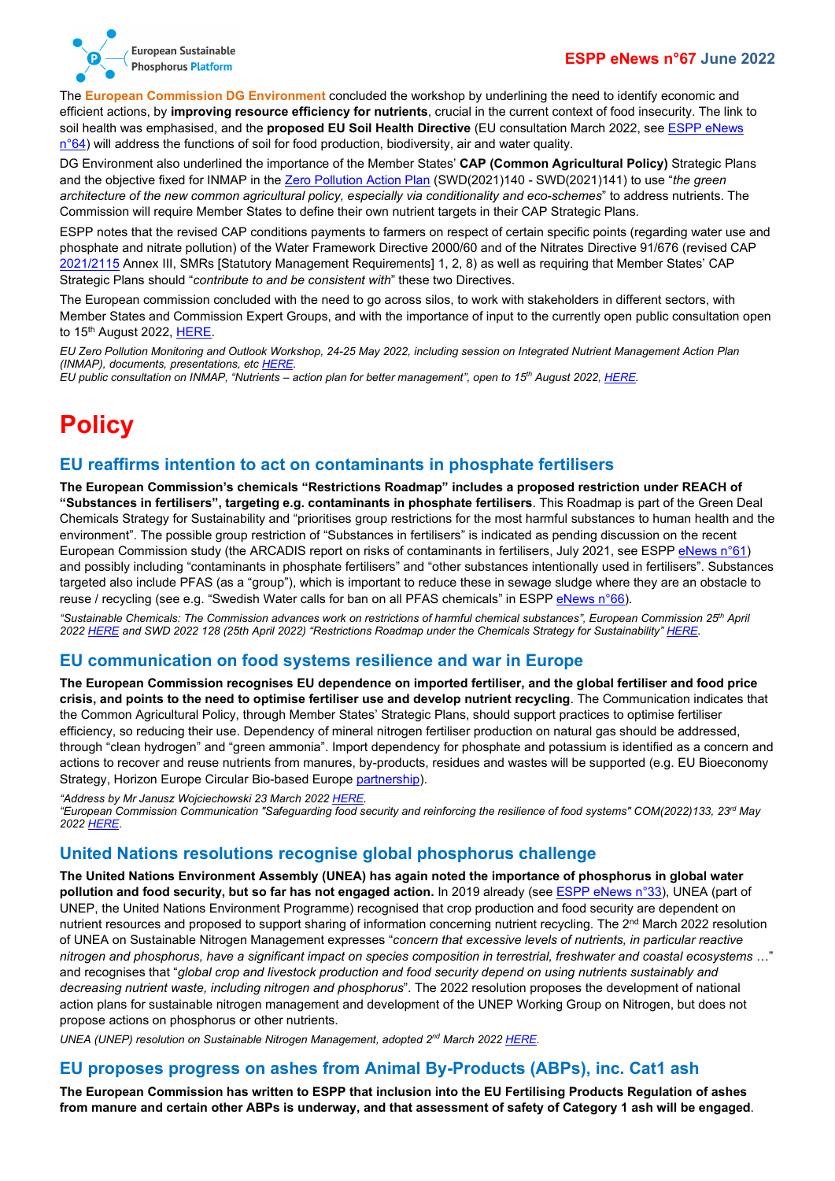The **European Commission DG Environment** concluded the workshop by underlining the need to identify economic and efficient actions, by **improving resource efficiency for nutrients**, crucial in the current context of food insecurity. The link to soil health was emphasised, and the **proposed EU Soil Health Directive** (EU consultation March 2022, see ESPP eNews n°64) will address the functions of soil for food production, biodiversity, air and water quality.

DG Environment also underlined the importance of the Member States' **CAP (Common Agricultural Policy)** Strategic Plans and the objective fixed for INMAP in the Zero Pollution Action Plan (SWD(2021)140 - SWD(2021)141) to use "*the green architecture of the new common agricultural policy, especially via conditionality and eco-schemes*" to address nutrients. The Commission will require Member States to define their own nutrient targets in their CAP Strategic Plans.

ESPP notes that the revised CAP conditions payments to farmers on respect of certain specific points (regarding water use and phosphate and nitrate pollution) of the Water Framework Directive 2000/60 and of the Nitrates Directive 91/676 (revised CAP 2021/2115 Annex III, SMRs [Statutory Management Requirements] 1, 2, 8) as well as requiring that Member States' CAP Strategic Plans should "*contribute to and be consistent with*" these two Directives.

The European commission concluded with the need to go across silos, to work with stakeholders in different sectors, with Member States and Commission Expert Groups, and with the importance of input to the currently open public consultation open to 15th August 2022, HERE.

*EU Zero Pollution Monitoring and Outlook Workshop, 24-25 May 2022, including session on Integrated Nutrient Management Action Plan (INMAP), documents, presentations, etc HERE.*
*EU public consultation on INMAP, "Nutrients – action plan for better management", open to 15th August 2022, HERE.*

# Policy

## EU reaffirms intention to act on contaminants in phosphate fertilisers

**The European Commission's chemicals "Restrictions Roadmap" includes a proposed restriction under REACH of "Substances in fertilisers", targeting e.g. contaminants in phosphate fertilisers**. This Roadmap is part of the Green Deal Chemicals Strategy for Sustainability and "prioritises group restrictions for the most harmful substances to human health and the environment". The possible group restriction of "Substances in fertilisers" is indicated as pending discussion on the recent European Commission study (the ARCADIS report on risks of contaminants in fertilisers, July 2021, see ESPP eNews n°61) and possibly including "contaminants in phosphate fertilisers" and "other substances intentionally used in fertilisers". Substances targeted also include PFAS (as a "group"), which is important to reduce these in sewage sludge where they are an obstacle to reuse / recycling (see e.g. "Swedish Water calls for ban on all PFAS chemicals" in ESPP eNews n°66).

*"Sustainable Chemicals: The Commission advances work on restrictions of harmful chemical substances", European Commission 25th April 2022 HERE and SWD 2022 128 (25th April 2022) "Restrictions Roadmap under the Chemicals Strategy for Sustainability" HERE.*

## EU communication on food systems resilience and war in Europe

**The European Commission recognises EU dependence on imported fertiliser, and the global fertiliser and food price crisis, and points to the need to optimise fertiliser use and develop nutrient recycling**. The Communication indicates that the Common Agricultural Policy, through Member States' Strategic Plans, should support practices to optimise fertiliser efficiency, so reducing their use. Dependency of mineral nitrogen fertiliser production on natural gas should be addressed, through "clean hydrogen" and "green ammonia". Import dependency for phosphate and potassium is identified as a concern and actions to recover and reuse nutrients from manures, by-products, residues and wastes will be supported (e.g. EU Bioeconomy Strategy, Horizon Europe Circular Bio-based Europe partnership).

*"Address by Mr Janusz Wojciechowski 23 March 2022 HERE.*
*"European Commission Communication "Safeguarding food security and reinforcing the resilience of food systems" COM(2022)133, 23rd May 2022 HERE.*

## United Nations resolutions recognise global phosphorus challenge

**The United Nations Environment Assembly (UNEA) has again noted the importance of phosphorus in global water pollution and food security, but so far has not engaged action.** In 2019 already (see ESPP eNews n°33), UNEA (part of UNEP, the United Nations Environment Programme) recognised that crop production and food security are dependent on nutrient resources and proposed to support sharing of information concerning nutrient recycling. The 2nd March 2022 resolution of UNEA on Sustainable Nitrogen Management expresses "*concern that excessive levels of nutrients, in particular reactive nitrogen and phosphorus, have a significant impact on species composition in terrestrial, freshwater and coastal ecosystems* …" and recognises that "*global crop and livestock production and food security depend on using nutrients sustainably and decreasing nutrient waste, including nitrogen and phosphorus*". The 2022 resolution proposes the development of national action plans for sustainable nitrogen management and development of the UNEP Working Group on Nitrogen, but does not propose actions on phosphorus or other nutrients.

*UNEA (UNEP) resolution on Sustainable Nitrogen Management, adopted 2nd March 2022 HERE.*

## EU proposes progress on ashes from Animal By-Products (ABPs), inc. Cat1 ash

**The European Commission has written to ESPP that inclusion into the EU Fertilising Products Regulation of ashes from manure and certain other ABPs is underway, and that assessment of safety of Category 1 ash will be engaged**.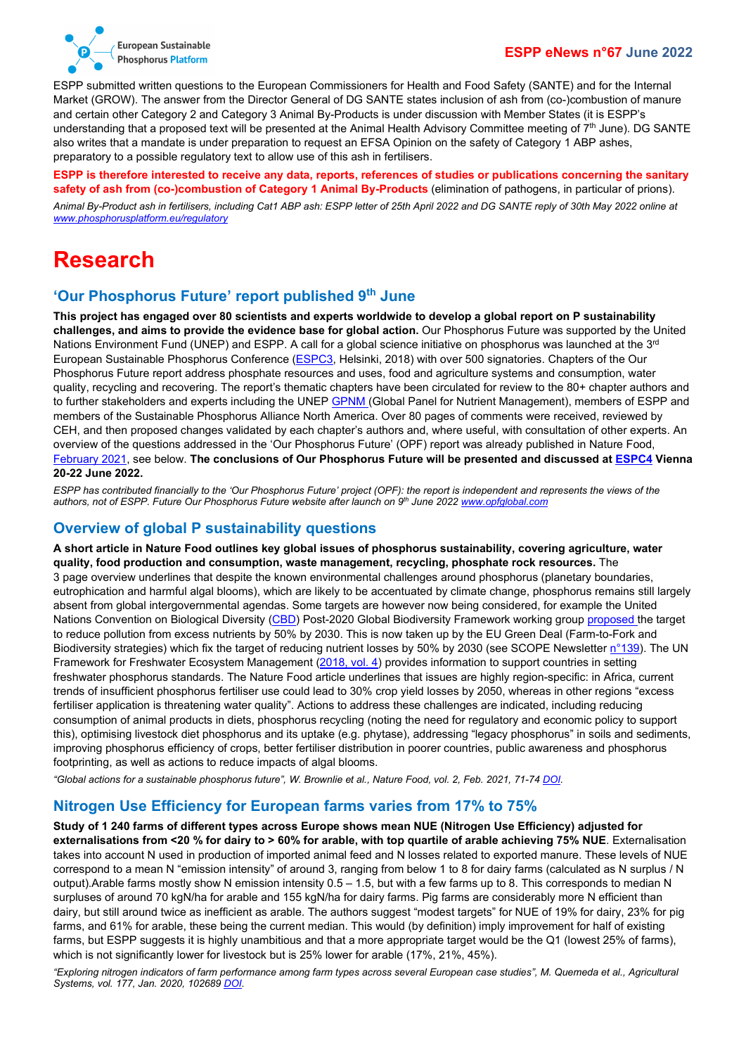ESPP submitted written questions to the European Commissioners for Health and Food Safety (SANTE) and for the Internal Market (GROW). The answer from the Director General of DG SANTE states inclusion of ash from (co-)combustion of manure and certain other Category 2 and Category 3 Animal By-Products is under discussion with Member States (it is ESPP's understanding that a proposed text will be presented at the Animal Health Advisory Committee meeting of 7th June). DG SANTE also writes that a mandate is under preparation to request an EFSA Opinion on the safety of Category 1 ABP ashes, preparatory to a possible regulatory text to allow use of this ash in fertilisers.

**ESPP is therefore interested to receive any data, reports, references of studies or publications concerning the sanitary safety of ash from (co-)combustion of Category 1 Animal By-Products** (elimination of pathogens, in particular of prions).

*Animal By-Product ash in fertilisers, including Cat1 ABP ash: ESPP letter of 25th April 2022 and DG SANTE reply of 30th May 2022 online at [www.phosphorusplatform.eu/regulatory](www.phosphorusplatform.eu/regulatory)*

# Research

## 'Our Phosphorus Future' report published 9th June

**This project has engaged over 80 scientists and experts worldwide to develop a global report on P sustainability challenges, and aims to provide the evidence base for global action.** Our Phosphorus Future was supported by the United Nations Environment Fund (UNEP) and ESPP. A call for a global science initiative on phosphorus was launched at the 3rd European Sustainable Phosphorus Conference (ESPC3, Helsinki, 2018) with over 500 signatories. Chapters of the Our Phosphorus Future report address phosphate resources and uses, food and agriculture systems and consumption, water quality, recycling and recovering. The report's thematic chapters have been circulated for review to the 80+ chapter authors and to further stakeholders and experts including the UNEP GPNM (Global Panel for Nutrient Management), members of ESPP and members of the Sustainable Phosphorus Alliance North America. Over 80 pages of comments were received, reviewed by CEH, and then proposed changes validated by each chapter's authors and, where useful, with consultation of other experts. An overview of the questions addressed in the 'Our Phosphorus Future' (OPF) report was already published in Nature Food, February 2021, see below. **The conclusions of Our Phosphorus Future will be presented and discussed at ESPC4 Vienna 20-22 June 2022.**

*ESPP has contributed financially to the 'Our Phosphorus Future' project (OPF): the report is independent and represents the views of the authors, not of ESPP. Future Our Phosphorus Future website after launch on 9th June 2022 [www.opfglobal.com](www.opfglobal.com)*

## Overview of global P sustainability questions

**A short article in Nature Food outlines key global issues of phosphorus sustainability, covering agriculture, water quality, food production and consumption, waste management, recycling, phosphate rock resources.** The 3 page overview underlines that despite the known environmental challenges around phosphorus (planetary boundaries, eutrophication and harmful algal blooms), which are likely to be accentuated by climate change, phosphorus remains still largely absent from global intergovernmental agendas. Some targets are however now being considered, for example the United Nations Convention on Biological Diversity (CBD) Post-2020 Global Biodiversity Framework working group proposed the target to reduce pollution from excess nutrients by 50% by 2030. This is now taken up by the EU Green Deal (Farm-to-Fork and Biodiversity strategies) which fix the target of reducing nutrient losses by 50% by 2030 (see SCOPE Newsletter n°139). The UN Framework for Freshwater Ecosystem Management (2018, vol. 4) provides information to support countries in setting freshwater phosphorus standards. The Nature Food article underlines that issues are highly region-specific: in Africa, current trends of insufficient phosphorus fertiliser use could lead to 30% crop yield losses by 2050, whereas in other regions "excess fertiliser application is threatening water quality". Actions to address these challenges are indicated, including reducing consumption of animal products in diets, phosphorus recycling (noting the need for regulatory and economic policy to support this), optimising livestock diet phosphorus and its uptake (e.g. phytase), addressing "legacy phosphorus" in soils and sediments, improving phosphorus efficiency of crops, better fertiliser distribution in poorer countries, public awareness and phosphorus footprinting, as well as actions to reduce impacts of algal blooms.

*"Global actions for a sustainable phosphorus future", W. Brownlie et al., Nature Food, vol. 2, Feb. 2021, 71-74 DOI.*

## Nitrogen Use Efficiency for European farms varies from 17% to 75%

**Study of 1 240 farms of different types across Europe shows mean NUE (Nitrogen Use Efficiency) adjusted for externalisations from <20 % for dairy to > 60% for arable, with top quartile of arable achieving 75% NUE**. Externalisation takes into account N used in production of imported animal feed and N losses related to exported manure. These levels of NUE correspond to a mean N "emission intensity" of around 3, ranging from below 1 to 8 for dairy farms (calculated as N surplus / N output).Arable farms mostly show N emission intensity 0.5 – 1.5, but with a few farms up to 8. This corresponds to median N surpluses of around 70 kgN/ha for arable and 155 kgN/ha for dairy farms. Pig farms are considerably more N efficient than dairy, but still around twice as inefficient as arable. The authors suggest "modest targets" for NUE of 19% for dairy, 23% for pig farms, and 61% for arable, these being the current median. This would (by definition) imply improvement for half of existing farms, but ESPP suggests it is highly unambitious and that a more appropriate target would be the Q1 (lowest 25% of farms), which is not significantly lower for livestock but is 25% lower for arable (17%, 21%, 45%).

*"Exploring nitrogen indicators of farm performance among farm types across several European case studies", M. Quemeda et al., Agricultural Systems, vol. 177, Jan. 2020, 102689 DOI.*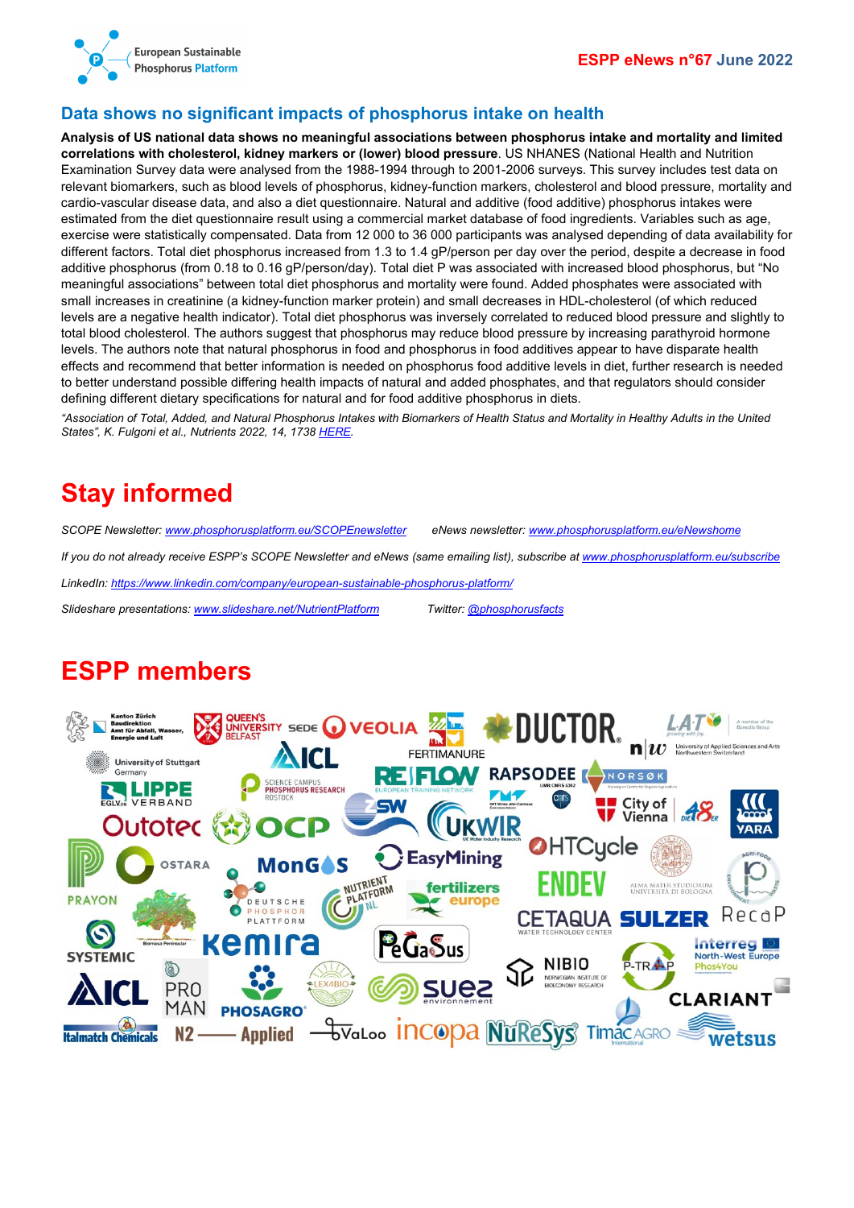## Data shows no significant impacts of phosphorus intake on health

**Analysis of US national data shows no meaningful associations between phosphorus intake and mortality and limited correlations with cholesterol, kidney markers or (lower) blood pressure**. US NHANES (National Health and Nutrition Examination Survey data were analysed from the 1988-1994 through to 2001-2006 surveys. This survey includes test data on relevant biomarkers, such as blood levels of phosphorus, kidney-function markers, cholesterol and blood pressure, mortality and cardio-vascular disease data, and also a diet questionnaire. Natural and additive (food additive) phosphorus intakes were estimated from the diet questionnaire result using a commercial market database of food ingredients. Variables such as age, exercise were statistically compensated. Data from 12 000 to 36 000 participants was analysed depending of data availability for different factors. Total diet phosphorus increased from 1.3 to 1.4 gP/person per day over the period, despite a decrease in food additive phosphorus (from 0.18 to 0.16 gP/person/day). Total diet P was associated with increased blood phosphorus, but "No meaningful associations" between total diet phosphorus and mortality were found. Added phosphates were associated with small increases in creatinine (a kidney-function marker protein) and small decreases in HDL-cholesterol (of which reduced levels are a negative health indicator). Total diet phosphorus was inversely correlated to reduced blood pressure and slightly to total blood cholesterol. The authors suggest that phosphorus may reduce blood pressure by increasing parathyroid hormone levels. The authors note that natural phosphorus in food and phosphorus in food additives appear to have disparate health effects and recommend that better information is needed on phosphorus food additive levels in diet, further research is needed to better understand possible differing health impacts of natural and added phosphates, and that regulators should consider defining different dietary specifications for natural and for food additive phosphorus in diets.

*"Association of Total, Added, and Natural Phosphorus Intakes with Biomarkers of Health Status and Mortality in Healthy Adults in the United States", K. Fulgoni et al., Nutrients 2022, 14, 1738 HERE.*

# Stay informed

*SCOPE Newsletter: www.phosphorusplatform.eu/SCOPEnewsletter*  *eNews newsletter: www.phosphorusplatform.eu/eNewshome*

*If you do not already receive ESPP's SCOPE Newsletter and eNews (same emailing list), subscribe at www.phosphorusplatform.eu/subscribe*

*LinkedIn: https://www.linkedin.com/company/european-sustainable-phosphorus-platform/*

*Slideshare presentations: www.slideshare.net/NutrientPlatform*  *Twitter: @phosphorusfacts*

# ESPP members